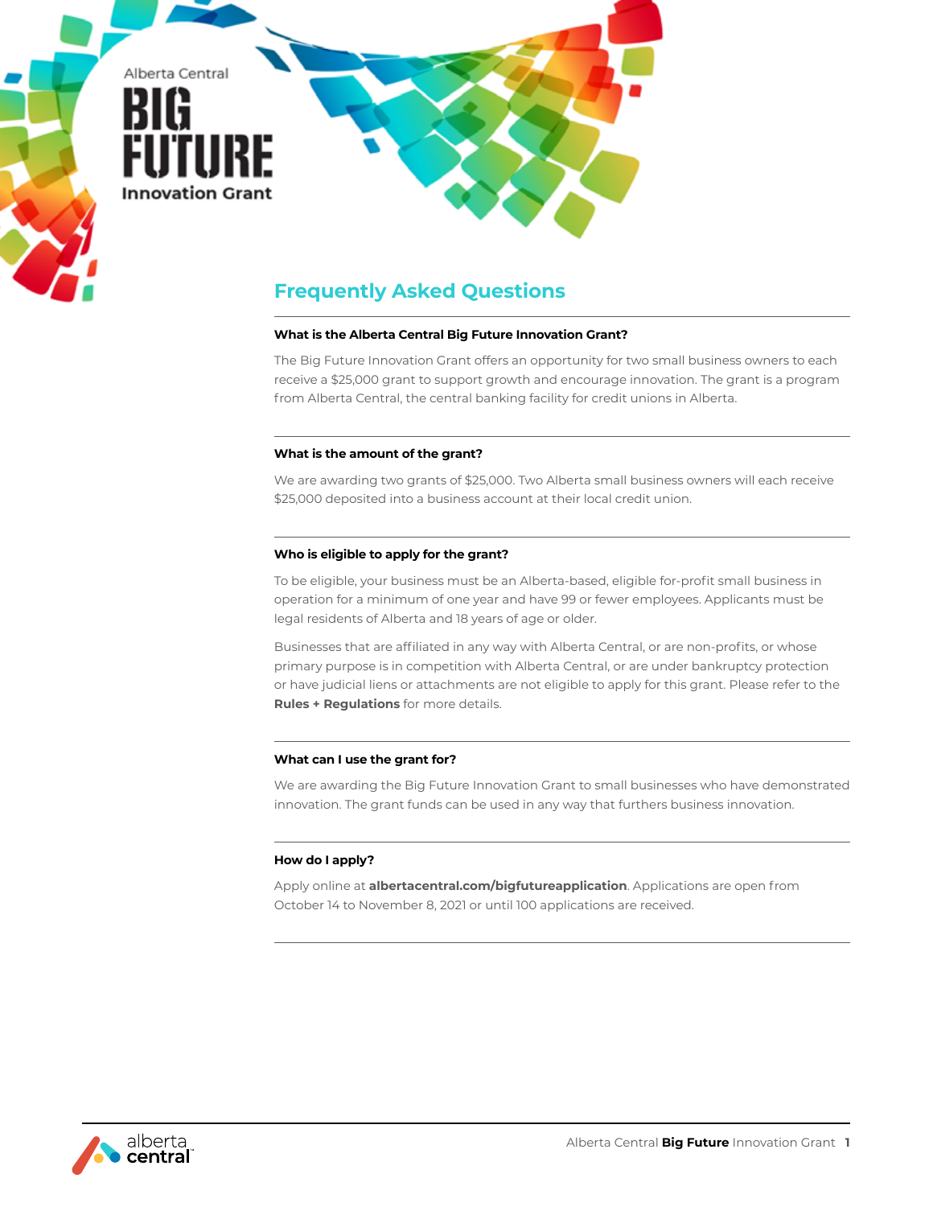Alberta Central

# BIG FUTURE

Innovation Grant

## Frequently Asked Questions

**What is the Alberta Central Big Future Innovation Grant?**

The Big Future Innovation Grant offers an opportunity for two small business owners to each receive a $25,000 grant to support growth and encourage innovation. The grant is a program from Alberta Central, the central banking facility for credit unions in Alberta.

**What is the amount of the grant?**

We are awarding two grants of $25,000. Two Alberta small business owners will each receive $25,000 deposited into a business account at their local credit union.

**Who is eligible to apply for the grant?**

To be eligible, your business must be an Alberta-based, eligible for-profit small business in operation for a minimum of one year and have 99 or fewer employees. Applicants must be legal residents of Alberta and 18 years of age or older.

Businesses that are affiliated in any way with Alberta Central, or are non-profits, or whose primary purpose is in competition with Alberta Central, or are under bankruptcy protection or have judicial liens or attachments are not eligible to apply for this grant. Please refer to the **Rules + Regulations** for more details.

**What can I use the grant for?**

We are awarding the Big Future Innovation Grant to small businesses who have demonstrated innovation. The grant funds can be used in any way that furthers business innovation.

**How do I apply?**

Apply online at **albertacentral.com/bigfutureapplication**. Applications are open from October 14 to November 8, 2021 or until 100 applications are received.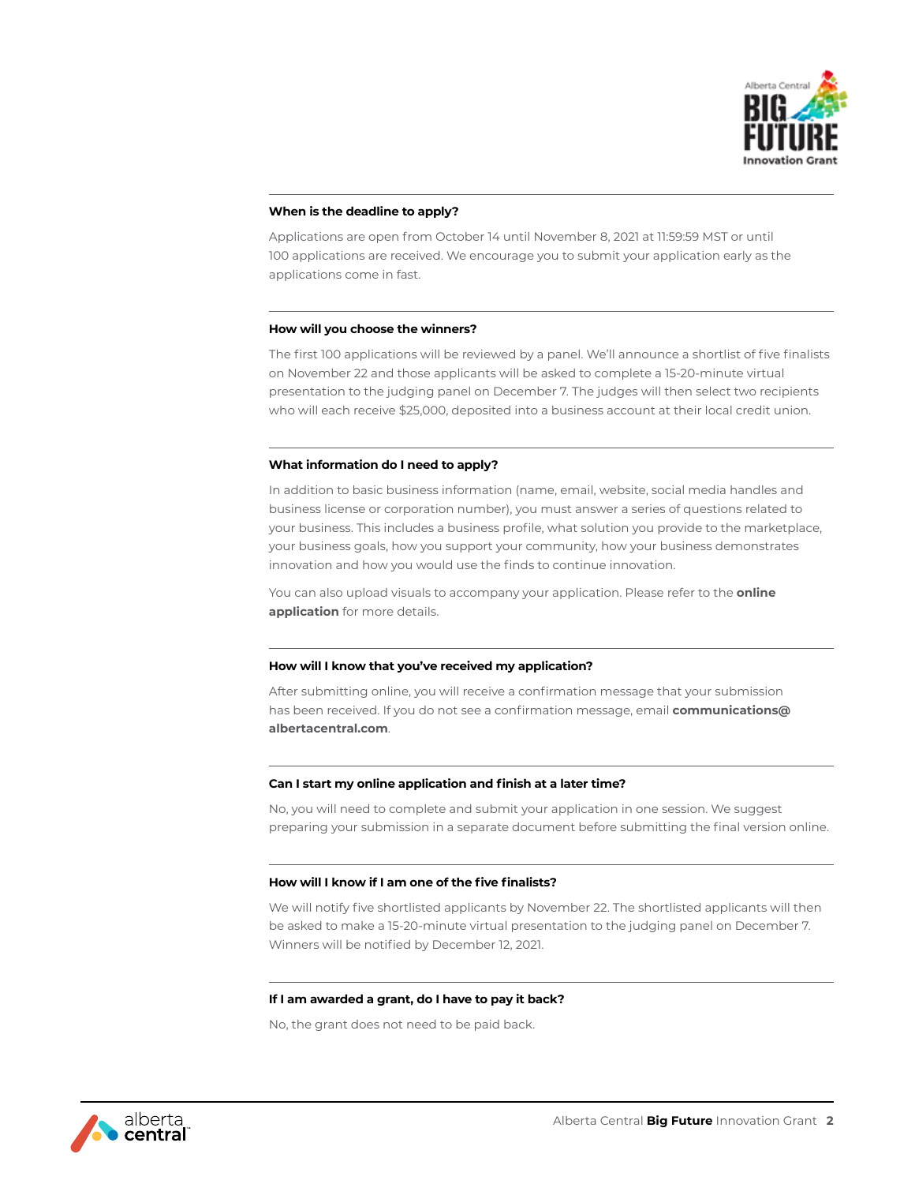### When is the deadline to apply?

Applications are open from October 14 until November 8, 2021 at 11:59:59 MST or until 100 applications are received. We encourage you to submit your application early as the applications come in fast.

### How will you choose the winners?

The first 100 applications will be reviewed by a panel. We'll announce a shortlist of five finalists on November 22 and those applicants will be asked to complete a 15-20-minute virtual presentation to the judging panel on December 7. The judges will then select two recipients who will each receive $25,000, deposited into a business account at their local credit union.

### What information do I need to apply?

In addition to basic business information (name, email, website, social media handles and business license or corporation number), you must answer a series of questions related to your business. This includes a business profile, what solution you provide to the marketplace, your business goals, how you support your community, how your business demonstrates innovation and how you would use the finds to continue innovation.

You can also upload visuals to accompany your application. Please refer to the **online application** for more details.

### How will I know that you've received my application?

After submitting online, you will receive a confirmation message that your submission has been received. If you do not see a confirmation message, email **communications@albertacentral.com**.

### Can I start my online application and finish at a later time?

No, you will need to complete and submit your application in one session. We suggest preparing your submission in a separate document before submitting the final version online.

### How will I know if I am one of the five finalists?

We will notify five shortlisted applicants by November 22. The shortlisted applicants will then be asked to make a 15-20-minute virtual presentation to the judging panel on December 7. Winners will be notified by December 12, 2021.

### If I am awarded a grant, do I have to pay it back?

No, the grant does not need to be paid back.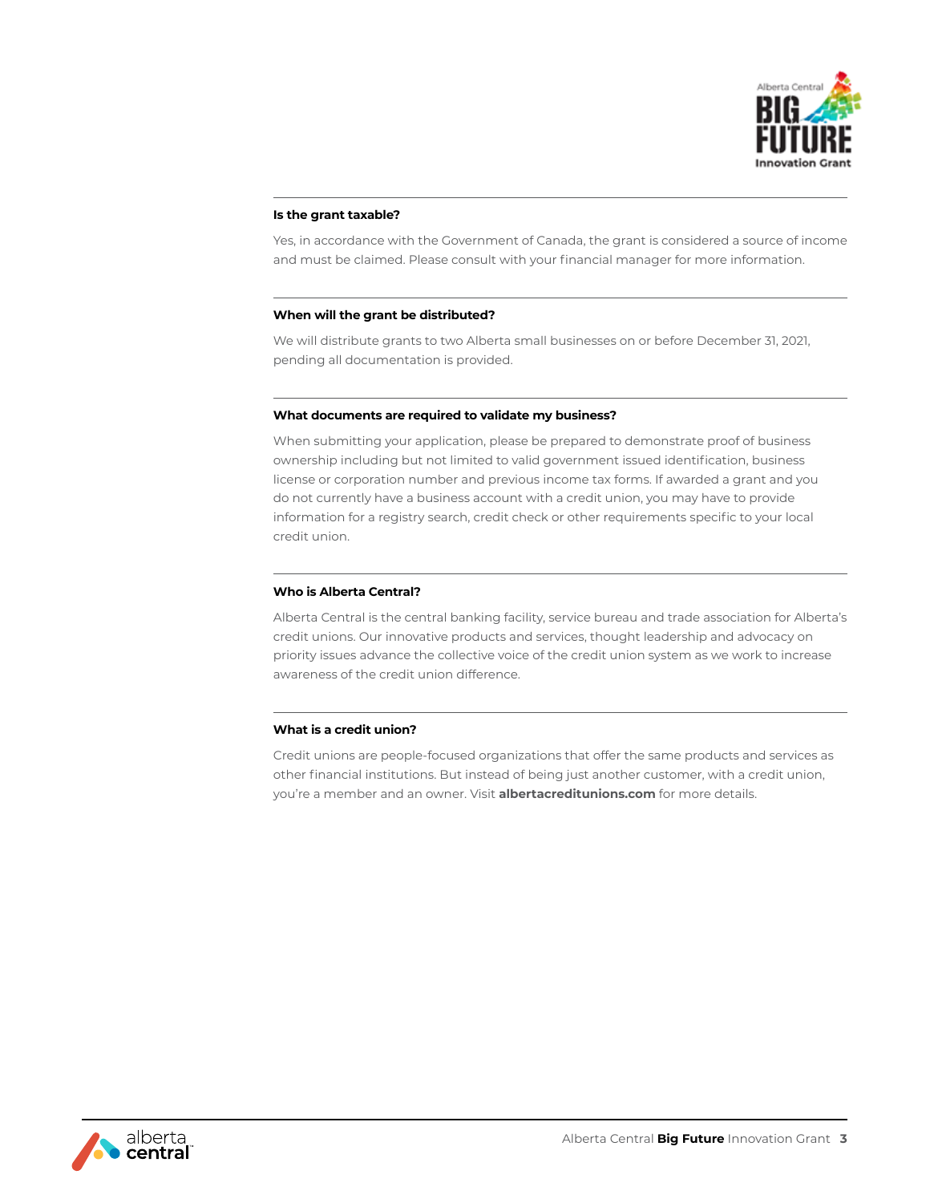### Is the grant taxable?

Yes, in accordance with the Government of Canada, the grant is considered a source of income and must be claimed. Please consult with your financial manager for more information.

### When will the grant be distributed?

We will distribute grants to two Alberta small businesses on or before December 31, 2021, pending all documentation is provided.

### What documents are required to validate my business?

When submitting your application, please be prepared to demonstrate proof of business ownership including but not limited to valid government issued identification, business license or corporation number and previous income tax forms. If awarded a grant and you do not currently have a business account with a credit union, you may have to provide information for a registry search, credit check or other requirements specific to your local credit union.

### Who is Alberta Central?

Alberta Central is the central banking facility, service bureau and trade association for Alberta's credit unions. Our innovative products and services, thought leadership and advocacy on priority issues advance the collective voice of the credit union system as we work to increase awareness of the credit union difference.

### What is a credit union?

Credit unions are people-focused organizations that offer the same products and services as other financial institutions. But instead of being just another customer, with a credit union, you're a member and an owner. Visit **albertacreditunions.com** for more details.